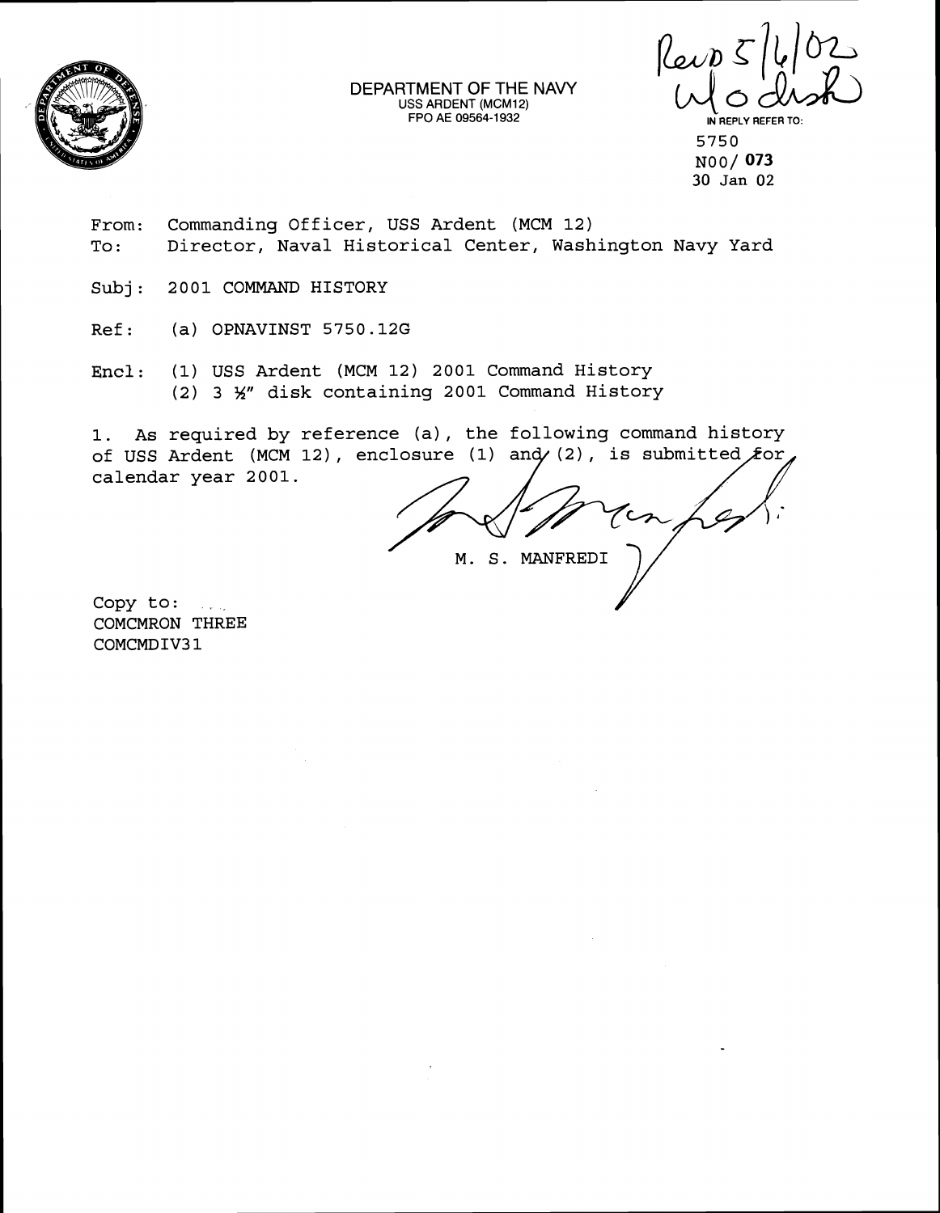DEPARTMENT OF THE NAVY
USS ARDENT (MCM12)
FPO AE 09564-1932

Recd 5/6/02
w/o disk

IN REPLY REFER TO:
5750
N00/ **073**
30 Jan 02

From: Commanding Officer, USS Ardent (MCM 12)
To: Director, Naval Historical Center, Washington Navy Yard

Subj: 2001 COMMAND HISTORY

Ref: (a) OPNAVINST 5750.12G

Encl: (1) USS Ardent (MCM 12) 2001 Command History
(2) 3 ½" disk containing 2001 Command History

1. As required by reference (a), the following command history of USS Ardent (MCM 12), enclosure (1) and (2), is submitted for calendar year 2001.

M. S. MANFREDI

Copy to:
COMCMRON THREE
COMCMDIV31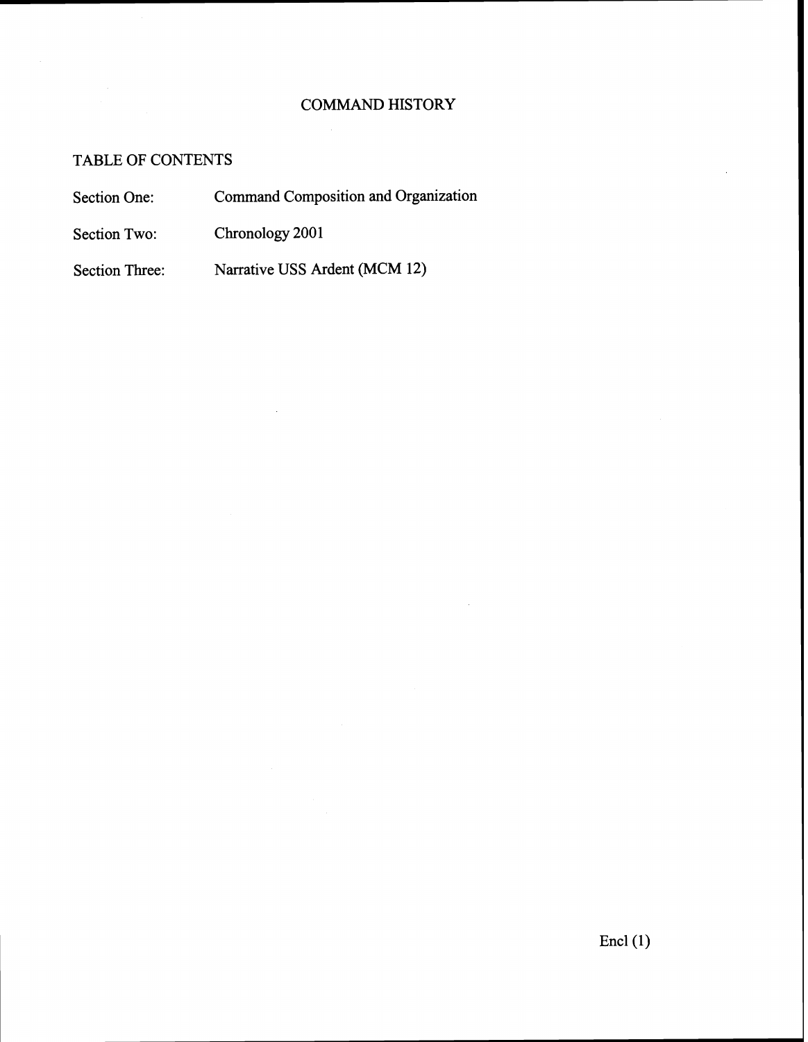# COMMAND HISTORY

## TABLE OF CONTENTS

| | |
|---|---|
| Section One: | Command Composition and Organization |
| Section Two: | Chronology 2001 |
| Section Three: | Narrative USS Ardent (MCM 12) |

Encl (1)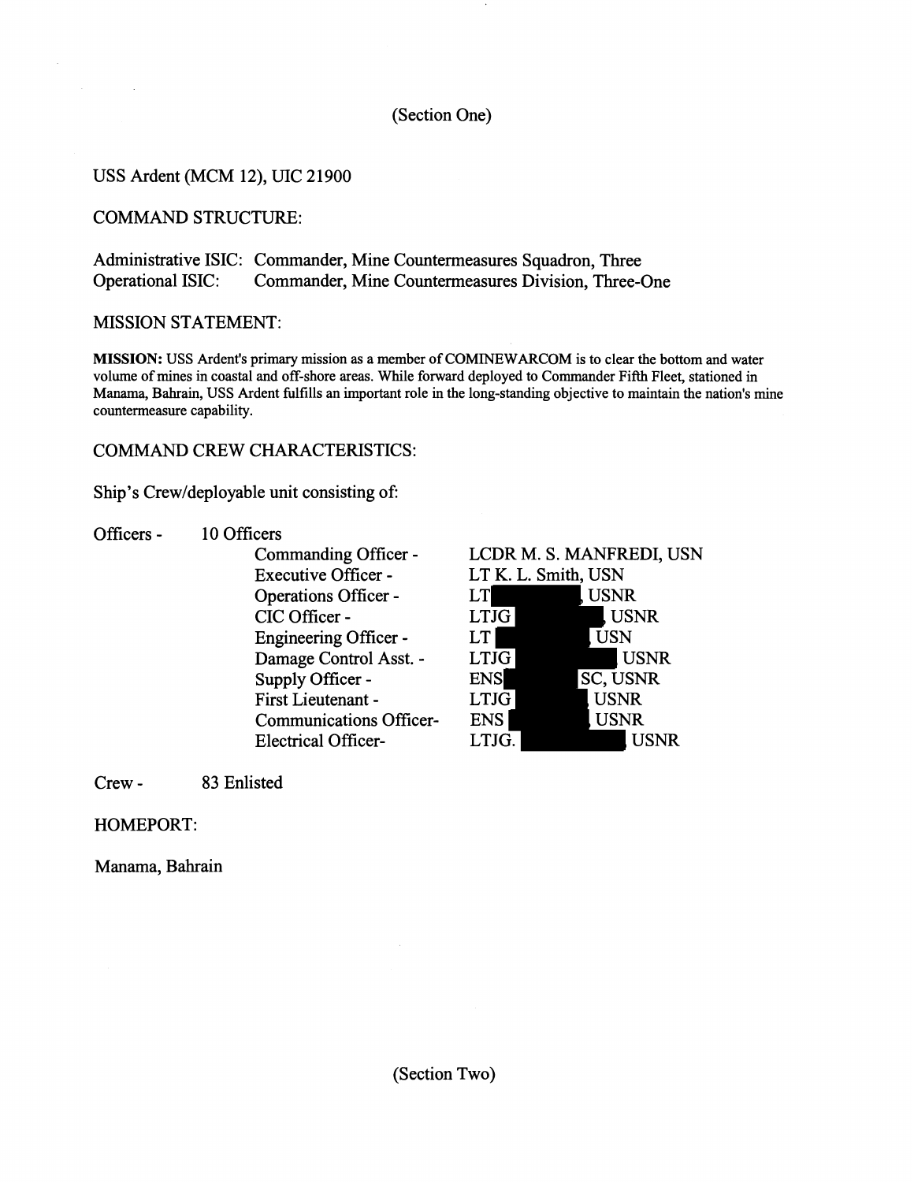(Section One)

USS Ardent (MCM 12), UIC 21900

COMMAND STRUCTURE:

Administrative ISIC: Commander, Mine Countermeasures Squadron, Three
Operational ISIC: Commander, Mine Countermeasures Division, Three-One

MISSION STATEMENT:

**MISSION:** USS Ardent's primary mission as a member of COMINEWARCOM is to clear the bottom and water volume of mines in coastal and off-shore areas. While forward deployed to Commander Fifth Fleet, stationed in Manama, Bahrain, USS Ardent fulfills an important role in the long-standing objective to maintain the nation's mine countermeasure capability.

COMMAND CREW CHARACTERISTICS:

Ship's Crew/deployable unit consisting of:

Officers - 10 Officers

| Position | Name |
|---|---|
| Commanding Officer - | LCDR M. S. MANFREDI, USN |
| Executive Officer - | LT K. L. Smith, USN |
| Operations Officer - | LT [REDACTED], USNR |
| CIC Officer - | LTJG [REDACTED], USNR |
| Engineering Officer - | LT [REDACTED] USN |
| Damage Control Asst. - | LTJG [REDACTED] USNR |
| Supply Officer - | ENS [REDACTED] SC, USNR |
| First Lieutenant - | LTJG [REDACTED] USNR |
| Communications Officer- | ENS [REDACTED] USNR |
| Electrical Officer- | LTJG. [REDACTED] USNR |

Crew - 83 Enlisted

HOMEPORT:

Manama, Bahrain

(Section Two)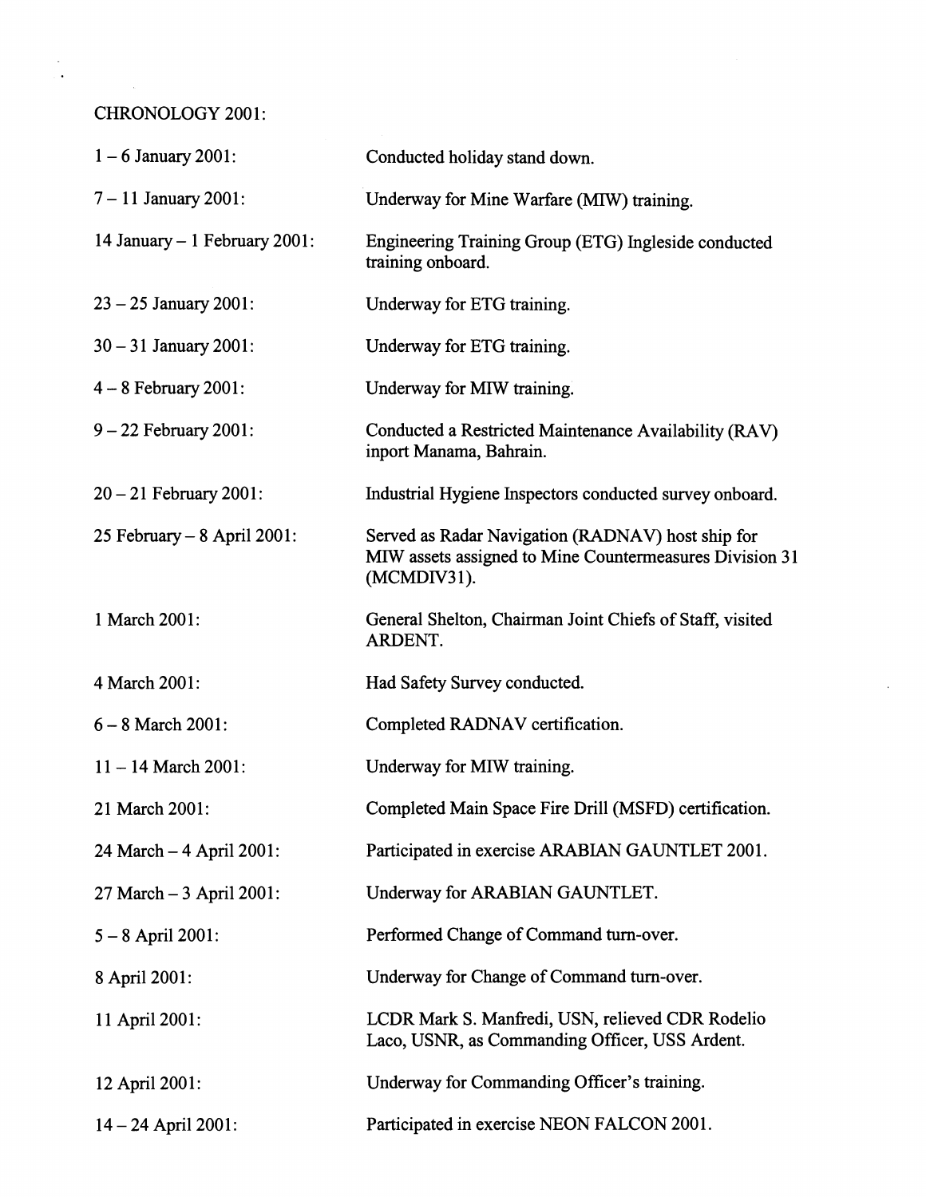CHRONOLOGY 2001:

| | |
|---|---|
| 1 – 6 January 2001: | Conducted holiday stand down. |
| 7 – 11 January 2001: | Underway for Mine Warfare (MIW) training. |
| 14 January – 1 February 2001: | Engineering Training Group (ETG) Ingleside conducted training onboard. |
| 23 – 25 January 2001: | Underway for ETG training. |
| 30 – 31 January 2001: | Underway for ETG training. |
| 4 – 8 February 2001: | Underway for MIW training. |
| 9 – 22 February 2001: | Conducted a Restricted Maintenance Availability (RAV) inport Manama, Bahrain. |
| 20 – 21 February 2001: | Industrial Hygiene Inspectors conducted survey onboard. |
| 25 February – 8 April 2001: | Served as Radar Navigation (RADNAV) host ship for MIW assets assigned to Mine Countermeasures Division 31 (MCMDIV31). |
| 1 March 2001: | General Shelton, Chairman Joint Chiefs of Staff, visited ARDENT. |
| 4 March 2001: | Had Safety Survey conducted. |
| 6 – 8 March 2001: | Completed RADNAV certification. |
| 11 – 14 March 2001: | Underway for MIW training. |
| 21 March 2001: | Completed Main Space Fire Drill (MSFD) certification. |
| 24 March – 4 April 2001: | Participated in exercise ARABIAN GAUNTLET 2001. |
| 27 March – 3 April 2001: | Underway for ARABIAN GAUNTLET. |
| 5 – 8 April 2001: | Performed Change of Command turn-over. |
| 8 April 2001: | Underway for Change of Command turn-over. |
| 11 April 2001: | LCDR Mark S. Manfredi, USN, relieved CDR Rodelio Laco, USNR, as Commanding Officer, USS Ardent. |
| 12 April 2001: | Underway for Commanding Officer's training. |
| 14 – 24 April 2001: | Participated in exercise NEON FALCON 2001. |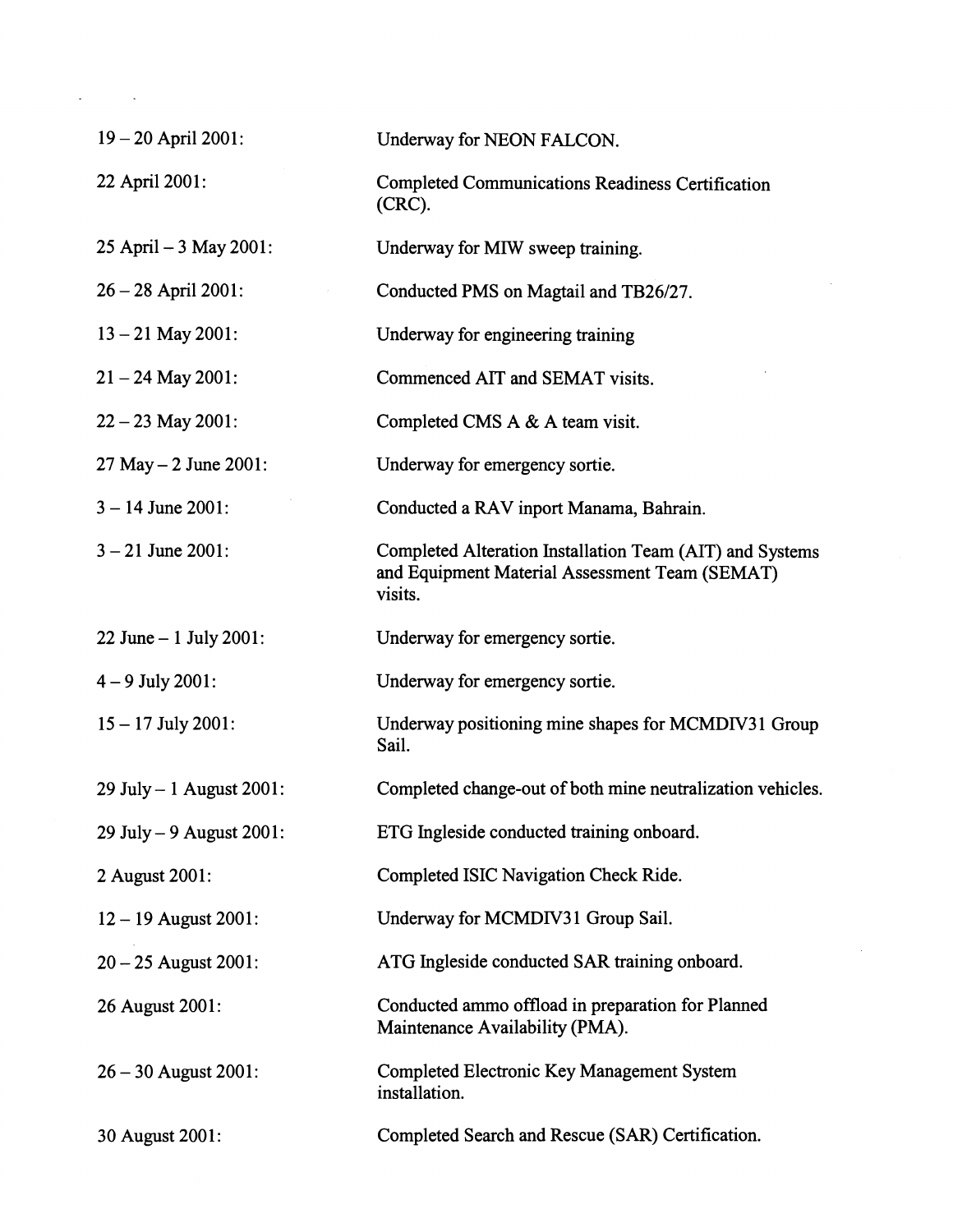| | |
|---|---|
| 19 – 20 April 2001: | Underway for NEON FALCON. |
| 22 April 2001: | Completed Communications Readiness Certification (CRC). |
| 25 April – 3 May 2001: | Underway for MIW sweep training. |
| 26 – 28 April 2001: | Conducted PMS on Magtail and TB26/27. |
| 13 – 21 May 2001: | Underway for engineering training |
| 21 – 24 May 2001: | Commenced AIT and SEMAT visits. |
| 22 – 23 May 2001: | Completed CMS A & A team visit. |
| 27 May – 2 June 2001: | Underway for emergency sortie. |
| 3 – 14 June 2001: | Conducted a RAV inport Manama, Bahrain. |
| 3 – 21 June 2001: | Completed Alteration Installation Team (AIT) and Systems and Equipment Material Assessment Team (SEMAT) visits. |
| 22 June – 1 July 2001: | Underway for emergency sortie. |
| 4 – 9 July 2001: | Underway for emergency sortie. |
| 15 – 17 July 2001: | Underway positioning mine shapes for MCMDIV31 Group Sail. |
| 29 July – 1 August 2001: | Completed change-out of both mine neutralization vehicles. |
| 29 July – 9 August 2001: | ETG Ingleside conducted training onboard. |
| 2 August 2001: | Completed ISIC Navigation Check Ride. |
| 12 – 19 August 2001: | Underway for MCMDIV31 Group Sail. |
| 20 – 25 August 2001: | ATG Ingleside conducted SAR training onboard. |
| 26 August 2001: | Conducted ammo offload in preparation for Planned Maintenance Availability (PMA). |
| 26 – 30 August 2001: | Completed Electronic Key Management System installation. |
| 30 August 2001: | Completed Search and Rescue (SAR) Certification. |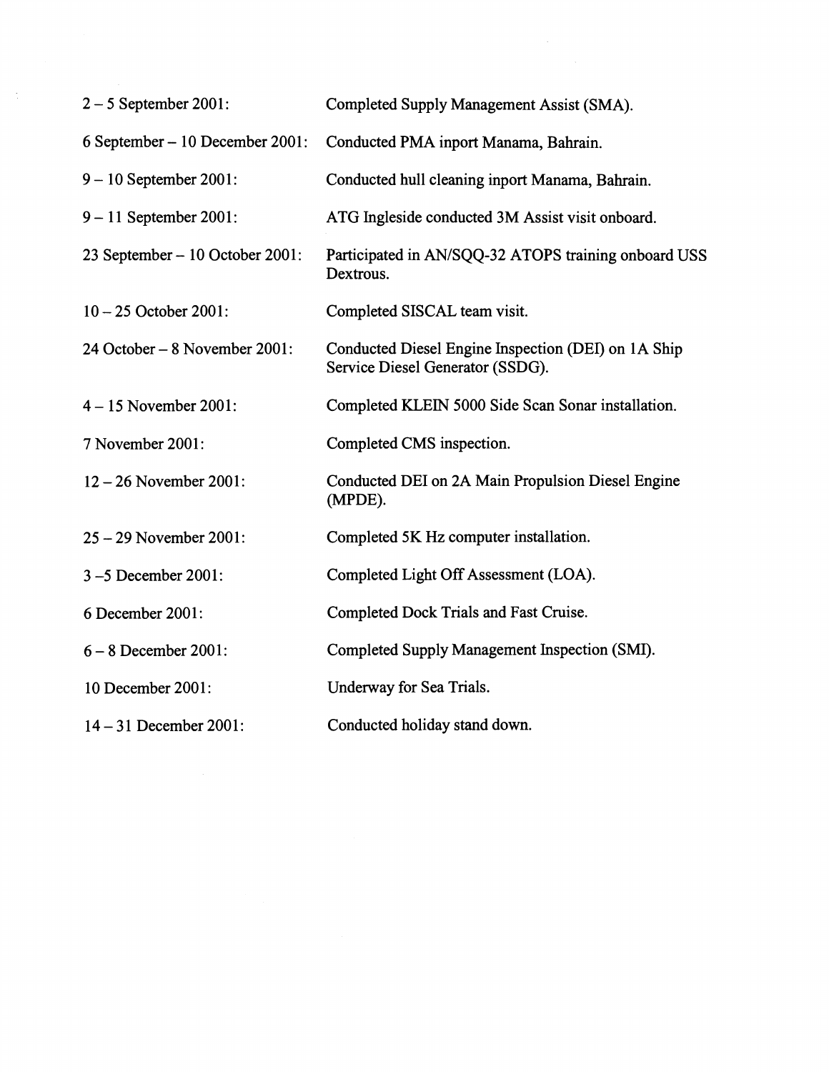| | |
|---|---|
| 2 – 5 September 2001: | Completed Supply Management Assist (SMA). |
| 6 September – 10 December 2001: | Conducted PMA inport Manama, Bahrain. |
| 9 – 10 September 2001: | Conducted hull cleaning inport Manama, Bahrain. |
| 9 – 11 September 2001: | ATG Ingleside conducted 3M Assist visit onboard. |
| 23 September – 10 October 2001: | Participated in AN/SQQ-32 ATOPS training onboard USS Dextrous. |
| 10 – 25 October 2001: | Completed SISCAL team visit. |
| 24 October – 8 November 2001: | Conducted Diesel Engine Inspection (DEI) on 1A Ship Service Diesel Generator (SSDG). |
| 4 – 15 November 2001: | Completed KLEIN 5000 Side Scan Sonar installation. |
| 7 November 2001: | Completed CMS inspection. |
| 12 – 26 November 2001: | Conducted DEI on 2A Main Propulsion Diesel Engine (MPDE). |
| 25 – 29 November 2001: | Completed 5K Hz computer installation. |
| 3 –5 December 2001: | Completed Light Off Assessment (LOA). |
| 6 December 2001: | Completed Dock Trials and Fast Cruise. |
| 6 – 8 December 2001: | Completed Supply Management Inspection (SMI). |
| 10 December 2001: | Underway for Sea Trials. |
| 14 – 31 December 2001: | Conducted holiday stand down. |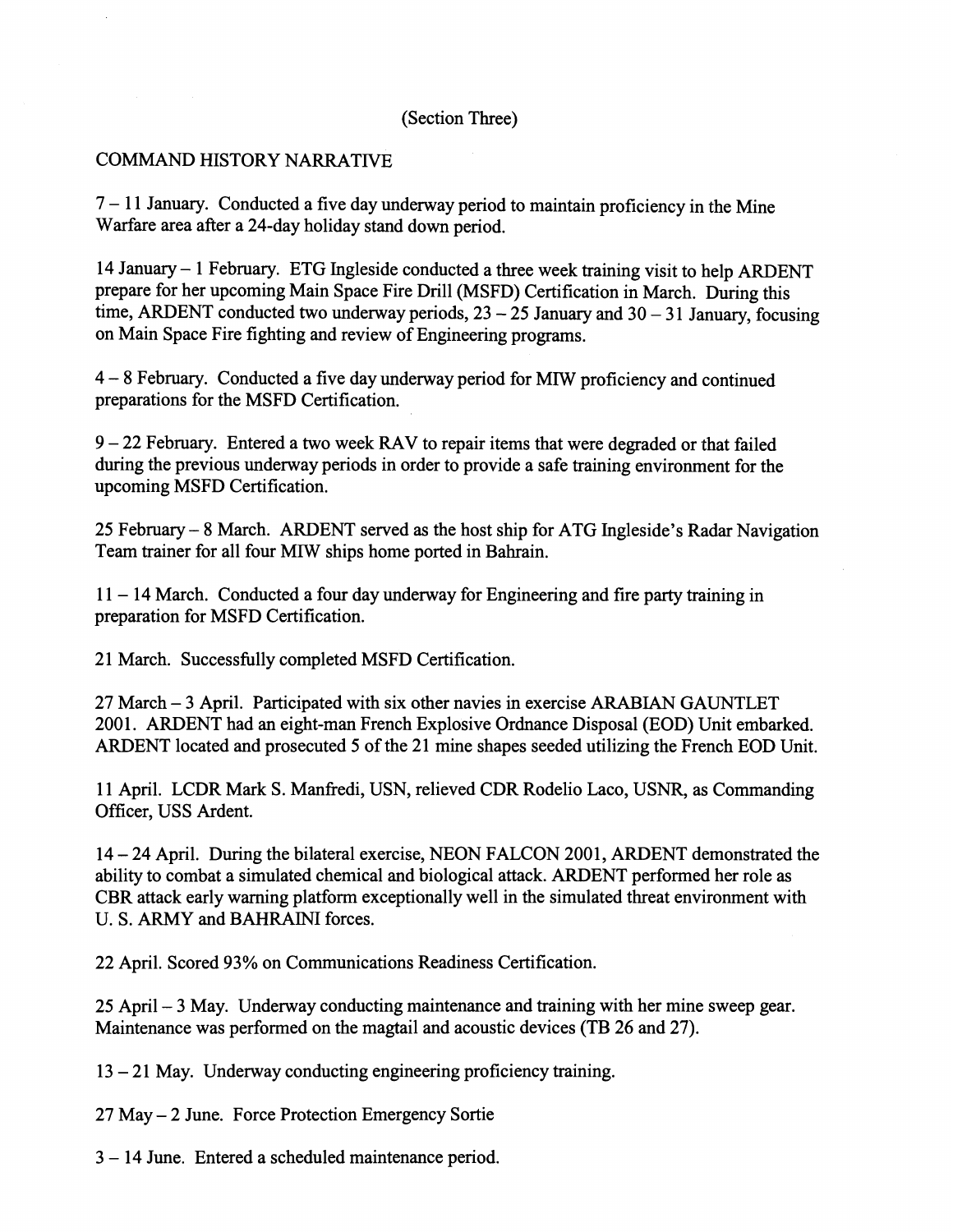(Section Three)

COMMAND HISTORY NARRATIVE

7 – 11 January. Conducted a five day underway period to maintain proficiency in the Mine Warfare area after a 24-day holiday stand down period.

14 January – 1 February. ETG Ingleside conducted a three week training visit to help ARDENT prepare for her upcoming Main Space Fire Drill (MSFD) Certification in March. During this time, ARDENT conducted two underway periods, 23 – 25 January and 30 – 31 January, focusing on Main Space Fire fighting and review of Engineering programs.

4 – 8 February. Conducted a five day underway period for MIW proficiency and continued preparations for the MSFD Certification.

9 – 22 February. Entered a two week RAV to repair items that were degraded or that failed during the previous underway periods in order to provide a safe training environment for the upcoming MSFD Certification.

25 February – 8 March. ARDENT served as the host ship for ATG Ingleside's Radar Navigation Team trainer for all four MIW ships home ported in Bahrain.

11 – 14 March. Conducted a four day underway for Engineering and fire party training in preparation for MSFD Certification.

21 March. Successfully completed MSFD Certification.

27 March – 3 April. Participated with six other navies in exercise ARABIAN GAUNTLET 2001. ARDENT had an eight-man French Explosive Ordnance Disposal (EOD) Unit embarked. ARDENT located and prosecuted 5 of the 21 mine shapes seeded utilizing the French EOD Unit.

11 April. LCDR Mark S. Manfredi, USN, relieved CDR Rodelio Laco, USNR, as Commanding Officer, USS Ardent.

14 – 24 April. During the bilateral exercise, NEON FALCON 2001, ARDENT demonstrated the ability to combat a simulated chemical and biological attack. ARDENT performed her role as CBR attack early warning platform exceptionally well in the simulated threat environment with U. S. ARMY and BAHRAINI forces.

22 April. Scored 93% on Communications Readiness Certification.

25 April – 3 May. Underway conducting maintenance and training with her mine sweep gear. Maintenance was performed on the magtail and acoustic devices (TB 26 and 27).

13 – 21 May. Underway conducting engineering proficiency training.

27 May – 2 June. Force Protection Emergency Sortie

3 – 14 June. Entered a scheduled maintenance period.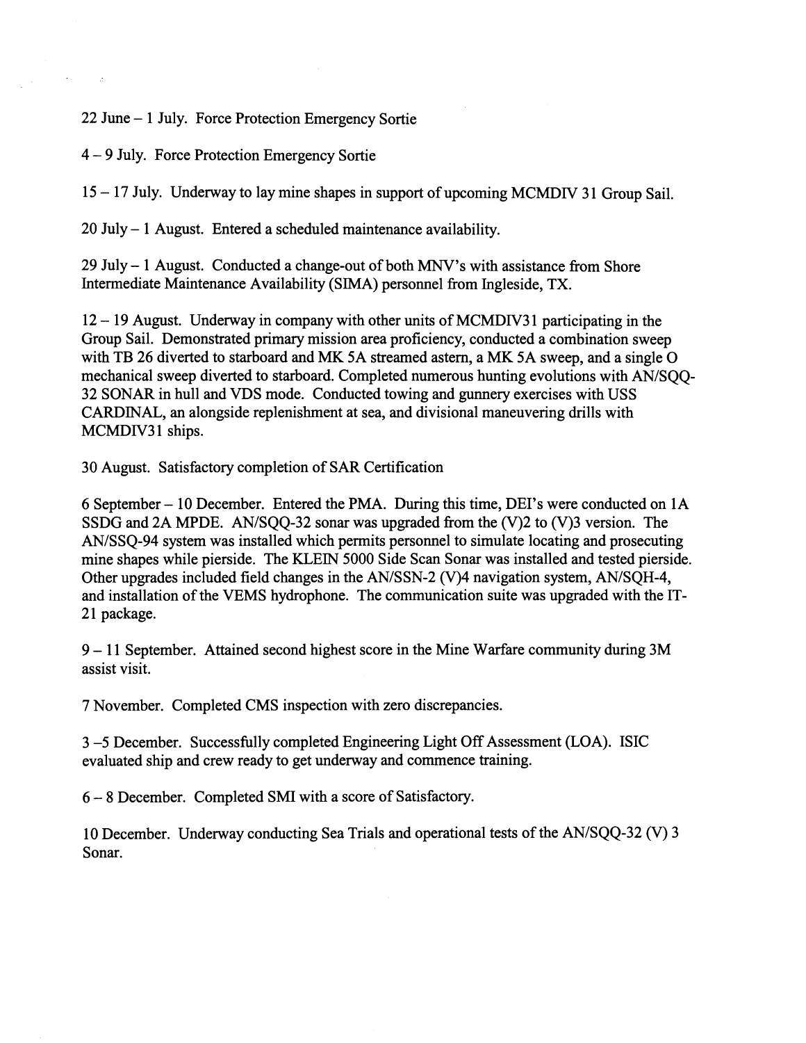22 June – 1 July. Force Protection Emergency Sortie

4 – 9 July. Force Protection Emergency Sortie

15 – 17 July. Underway to lay mine shapes in support of upcoming MCMDIV 31 Group Sail.

20 July – 1 August. Entered a scheduled maintenance availability.

29 July – 1 August. Conducted a change-out of both MNV's with assistance from Shore Intermediate Maintenance Availability (SIMA) personnel from Ingleside, TX.

12 – 19 August. Underway in company with other units of MCMDIV31 participating in the Group Sail. Demonstrated primary mission area proficiency, conducted a combination sweep with TB 26 diverted to starboard and MK 5A streamed astern, a MK 5A sweep, and a single O mechanical sweep diverted to starboard. Completed numerous hunting evolutions with AN/SQQ-32 SONAR in hull and VDS mode. Conducted towing and gunnery exercises with USS CARDINAL, an alongside replenishment at sea, and divisional maneuvering drills with MCMDIV31 ships.

30 August. Satisfactory completion of SAR Certification

6 September – 10 December. Entered the PMA. During this time, DEI's were conducted on 1A SSDG and 2A MPDE. AN/SQQ-32 sonar was upgraded from the (V)2 to (V)3 version. The AN/SSQ-94 system was installed which permits personnel to simulate locating and prosecuting mine shapes while pierside. The KLEIN 5000 Side Scan Sonar was installed and tested pierside. Other upgrades included field changes in the AN/SSN-2 (V)4 navigation system, AN/SQH-4, and installation of the VEMS hydrophone. The communication suite was upgraded with the IT-21 package.

9 – 11 September. Attained second highest score in the Mine Warfare community during 3M assist visit.

7 November. Completed CMS inspection with zero discrepancies.

3 –5 December. Successfully completed Engineering Light Off Assessment (LOA). ISIC evaluated ship and crew ready to get underway and commence training.

6 – 8 December. Completed SMI with a score of Satisfactory.

10 December. Underway conducting Sea Trials and operational tests of the AN/SQQ-32 (V) 3 Sonar.